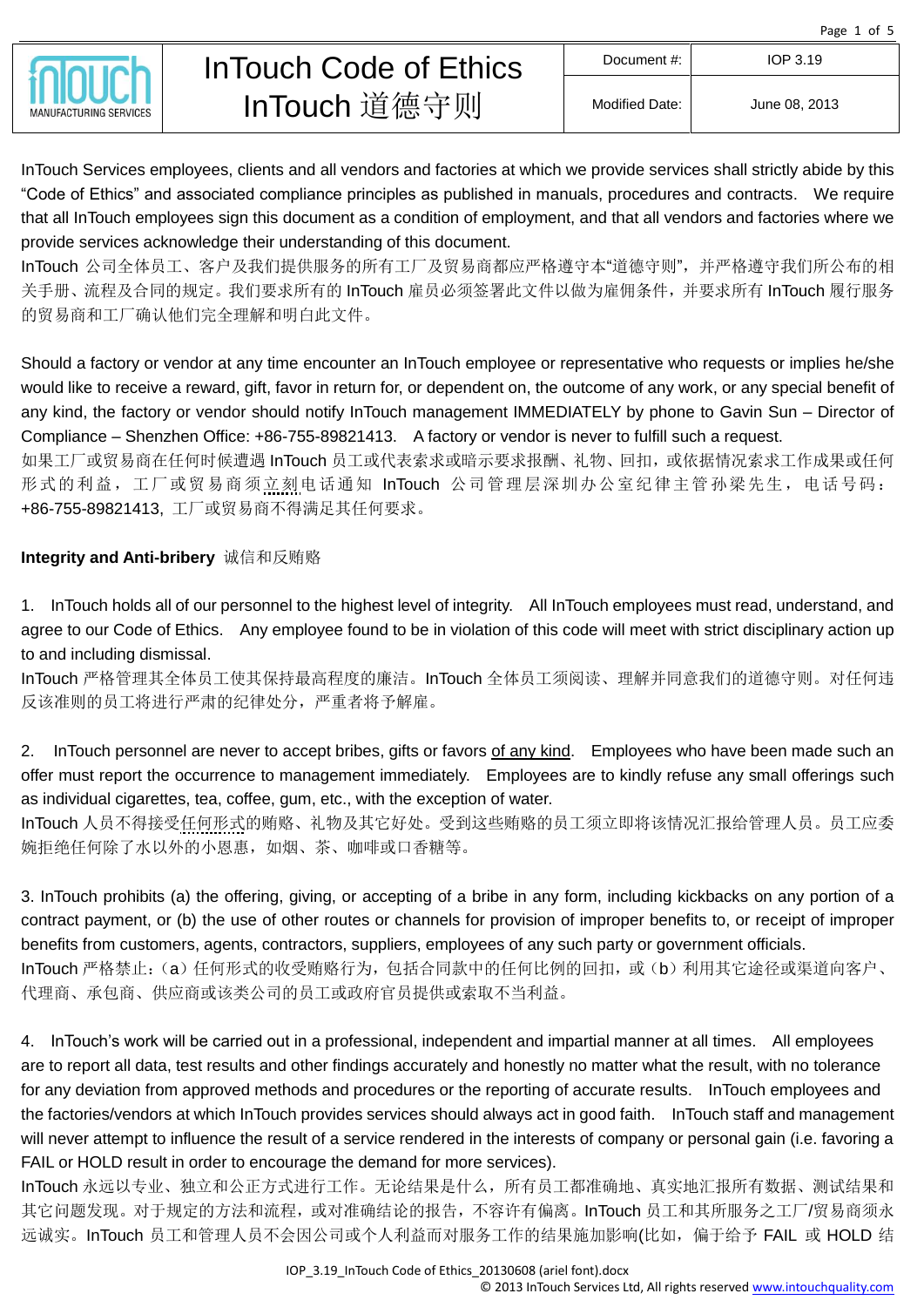# InTouch Code of Ethics InTouch 道德守则

| Document #: | IOP 3.19 |
| --- | --- |
| Modified Date: | June 08, 2013 |

InTouch Services employees, clients and all vendors and factories at which we provide services shall strictly abide by this "Code of Ethics" and associated compliance principles as published in manuals, procedures and contracts. We require that all InTouch employees sign this document as a condition of employment, and that all vendors and factories where we provide services acknowledge their understanding of this document.

InTouch 公司全体员工、客户及我们提供服务的所有工厂及贸易商都应严格遵守本"道德守则"，并严格遵守我们所公布的相关手册、流程及合同的规定。我们要求所有的 InTouch 雇员必须签署此文件以做为雇佣条件，并要求所有 InTouch 履行服务的贸易商和工厂确认他们完全理解和明白此文件。

Should a factory or vendor at any time encounter an InTouch employee or representative who requests or implies he/she would like to receive a reward, gift, favor in return for, or dependent on, the outcome of any work, or any special benefit of any kind, the factory or vendor should notify InTouch management IMMEDIATELY by phone to Gavin Sun – Director of Compliance – Shenzhen Office: +86-755-89821413. A factory or vendor is never to fulfill such a request.

如果工厂或贸易商在任何时候遭遇 InTouch 员工或代表索求或暗示要求报酬、礼物、回扣，或依据情况索求工作成果或任何形式的利益，工厂或贸易商须立刻电话通知 InTouch 公司管理层深圳办公室纪律主管孙梁先生，电话号码：+86-755-89821413, 工厂或贸易商不得满足其任何要求。

**Integrity and Anti-bribery** 诚信和反贿赂

1. InTouch holds all of our personnel to the highest level of integrity. All InTouch employees must read, understand, and agree to our Code of Ethics. Any employee found to be in violation of this code will meet with strict disciplinary action up to and including dismissal.

InTouch 严格管理其全体员工使其保持最高程度的廉洁。InTouch 全体员工须阅读、理解并同意我们的道德守则。对任何违反该准则的员工将进行严肃的纪律处分，严重者将予解雇。

2. InTouch personnel are never to accept bribes, gifts or favors of any kind. Employees who have been made such an offer must report the occurrence to management immediately. Employees are to kindly refuse any small offerings such as individual cigarettes, tea, coffee, gum, etc., with the exception of water.

InTouch 人员不得接受任何形式的贿赂、礼物及其它好处。受到这些贿赂的员工须立即将该情况汇报给管理人员。员工应委婉拒绝任何除了水以外的小恩惠，如烟、茶、咖啡或口香糖等。

3. InTouch prohibits (a) the offering, giving, or accepting of a bribe in any form, including kickbacks on any portion of a contract payment, or (b) the use of other routes or channels for provision of improper benefits to, or receipt of improper benefits from customers, agents, contractors, suppliers, employees of any such party or government officials.

InTouch 严格禁止：(a) 任何形式的收受贿赂行为，包括合同款中的任何比例的回扣，或 (b) 利用其它途径或渠道向客户、代理商、承包商、供应商或该类公司的员工或政府官员提供或索取不当利益。

4. InTouch's work will be carried out in a professional, independent and impartial manner at all times. All employees are to report all data, test results and other findings accurately and honestly no matter what the result, with no tolerance for any deviation from approved methods and procedures or the reporting of accurate results. InTouch employees and the factories/vendors at which InTouch provides services should always act in good faith. InTouch staff and management will never attempt to influence the result of a service rendered in the interests of company or personal gain (i.e. favoring a FAIL or HOLD result in order to encourage the demand for more services).

InTouch 永远以专业、独立和公正方式进行工作。无论结果是什么，所有员工都准确地、真实地汇报所有数据、测试结果和其它问题发现。对于规定的方法和流程，或对准确结论的报告，不容许有偏离。InTouch 员工和其所服务之工厂/贸易商须永远诚实。InTouch 员工和管理人员不会因公司或个人利益而对服务工作的结果施加影响(比如，偏于给予 FAIL 或 HOLD 结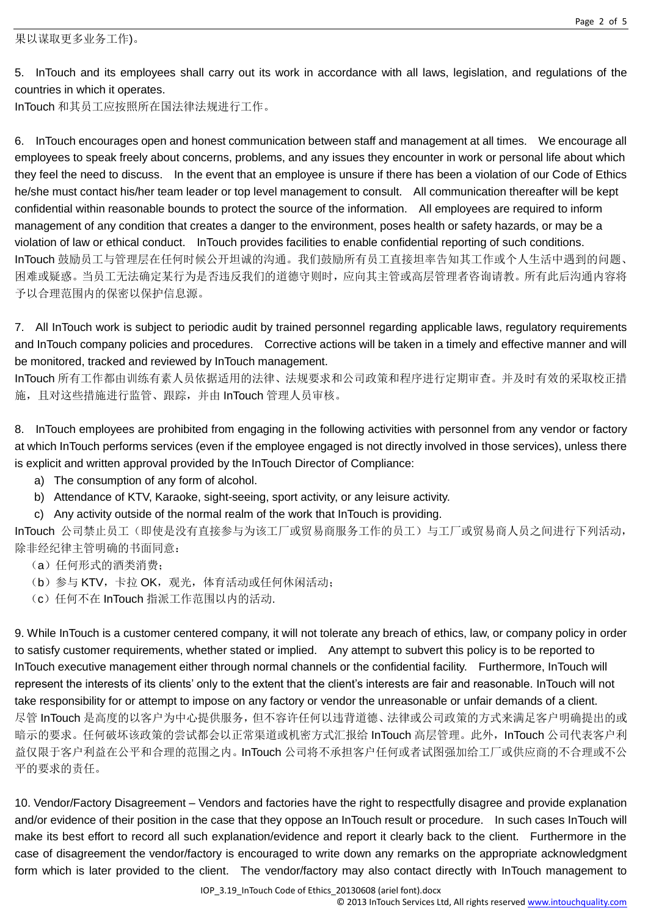果以谋取更多业务工作)。

5. InTouch and its employees shall carry out its work in accordance with all laws, legislation, and regulations of the countries in which it operates.
InTouch 和其员工应按照所在国法律法规进行工作。

6. InTouch encourages open and honest communication between staff and management at all times. We encourage all employees to speak freely about concerns, problems, and any issues they encounter in work or personal life about which they feel the need to discuss. In the event that an employee is unsure if there has been a violation of our Code of Ethics he/she must contact his/her team leader or top level management to consult. All communication thereafter will be kept confidential within reasonable bounds to protect the source of the information. All employees are required to inform management of any condition that creates a danger to the environment, poses health or safety hazards, or may be a violation of law or ethical conduct. InTouch provides facilities to enable confidential reporting of such conditions.
InTouch 鼓励员工与管理层在任何时候公开坦诚的沟通。我们鼓励所有员工直接坦率告知其工作或个人生活中遇到的问题、困难或疑惑。当员工无法确定某行为是否违反我们的道德守则时，应向其主管或高层管理者咨询请教。所有此后沟通内容将予以合理范围内的保密以保护信息源。

7. All InTouch work is subject to periodic audit by trained personnel regarding applicable laws, regulatory requirements and InTouch company policies and procedures. Corrective actions will be taken in a timely and effective manner and will be monitored, tracked and reviewed by InTouch management.
InTouch 所有工作都由训练有素人员依据适用的法律、法规要求和公司政策和程序进行定期审查。并及时有效的采取校正措施，且对这些措施进行监管、跟踪，并由 InTouch 管理人员审核。

8. InTouch employees are prohibited from engaging in the following activities with personnel from any vendor or factory at which InTouch performs services (even if the employee engaged is not directly involved in those services), unless there is explicit and written approval provided by the InTouch Director of Compliance:

a) The consumption of any form of alcohol.
b) Attendance of KTV, Karaoke, sight-seeing, sport activity, or any leisure activity.
c) Any activity outside of the normal realm of the work that InTouch is providing.

InTouch 公司禁止员工（即使是没有直接参与为该工厂或贸易商服务工作的员工）与工厂或贸易商人员之间进行下列活动，除非经纪律主管明确的书面同意：

（a）任何形式的酒类消费；
（b）参与 KTV，卡拉 OK，观光，体育活动或任何休闲活动；
（c）任何不在 InTouch 指派工作范围以内的活动.

9. While InTouch is a customer centered company, it will not tolerate any breach of ethics, law, or company policy in order to satisfy customer requirements, whether stated or implied. Any attempt to subvert this policy is to be reported to InTouch executive management either through normal channels or the confidential facility. Furthermore, InTouch will represent the interests of its clients' only to the extent that the client's interests are fair and reasonable. InTouch will not take responsibility for or attempt to impose on any factory or vendor the unreasonable or unfair demands of a client.
尽管 InTouch 是高度的以客户为中心提供服务，但不容许任何以违背道德、法律或公司政策的方式来满足客户明确提出的或暗示的要求。任何破坏该政策的尝试都会以正常渠道或机密方式汇报给 InTouch 高层管理。此外，InTouch 公司代表客户利益仅限于客户利益在公平和合理的范围之内。InTouch 公司将不承担客户任何或者试图强加给工厂或供应商的不合理或不公平的要求的责任。

10. Vendor/Factory Disagreement – Vendors and factories have the right to respectfully disagree and provide explanation and/or evidence of their position in the case that they oppose an InTouch result or procedure. In such cases InTouch will make its best effort to record all such explanation/evidence and report it clearly back to the client. Furthermore in the case of disagreement the vendor/factory is encouraged to write down any remarks on the appropriate acknowledgment form which is later provided to the client. The vendor/factory may also contact directly with InTouch management to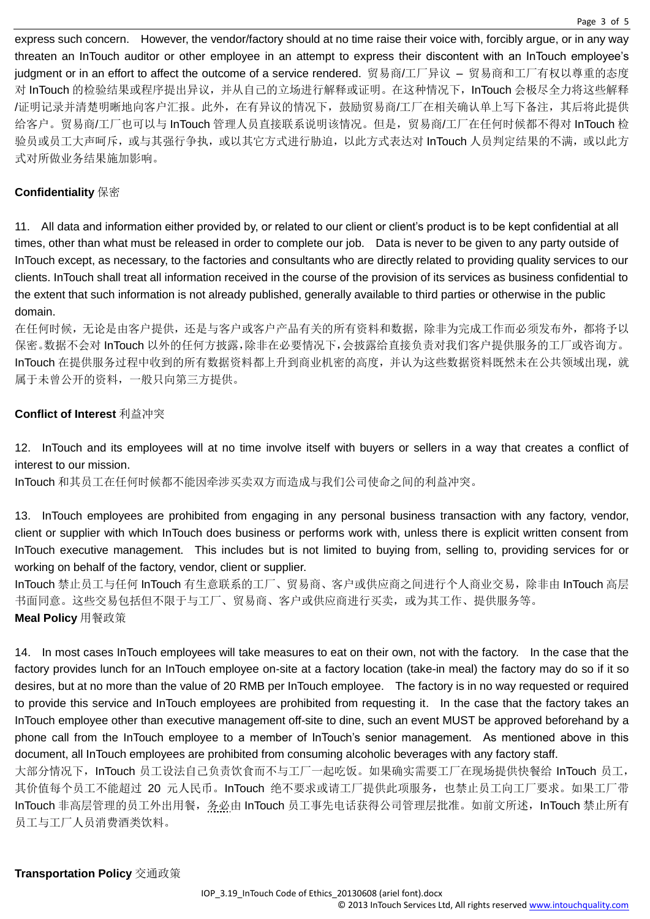express such concern. However, the vendor/factory should at no time raise their voice with, forcibly argue, or in any way threaten an InTouch auditor or other employee in an attempt to express their discontent with an InTouch employee's judgment or in an effort to affect the outcome of a service rendered. 贸易商/工厂异议 – 贸易商和工厂有权以尊重的态度对 InTouch 的检验结果或程序提出异议，并从自己的立场进行解释或证明。在这种情况下，InTouch 会极尽全力将这些解释/证明记录并清楚明晰地向客户汇报。此外，在有异议的情况下，鼓励贸易商/工厂在相关确认单上写下备注，其后将此提供给客户。贸易商/工厂也可以与 InTouch 管理人员直接联系说明该情况。但是，贸易商/工厂在任何时候都不得对 InTouch 检验员或员工大声呵斥，或与其强行争执，或以其它方式进行胁迫，以此方式表达对 InTouch 人员判定结果的不满，或以此方式对所做业务结果施加影响。

**Confidentiality** 保密

11. All data and information either provided by, or related to our client or client's product is to be kept confidential at all times, other than what must be released in order to complete our job. Data is never to be given to any party outside of InTouch except, as necessary, to the factories and consultants who are directly related to providing quality services to our clients. InTouch shall treat all information received in the course of the provision of its services as business confidential to the extent that such information is not already published, generally available to third parties or otherwise in the public domain.
在任何时候，无论是由客户提供，还是与客户或客户产品有关的所有资料和数据，除非为完成工作而必须发布外，都将予以保密。数据不会对 InTouch 以外的任何方披露，除非在必要情况下，会披露给直接负责对我们客户提供服务的工厂或咨询方。InTouch 在提供服务过程中收到的所有数据资料都上升到商业机密的高度，并认为这些数据资料既然未在公共领域出现，就属于未曾公开的资料，一般只向第三方提供。

**Conflict of Interest** 利益冲突

12. InTouch and its employees will at no time involve itself with buyers or sellers in a way that creates a conflict of interest to our mission.
InTouch 和其员工在任何时候都不能因牵涉买卖双方而造成与我们公司使命之间的利益冲突。

13. InTouch employees are prohibited from engaging in any personal business transaction with any factory, vendor, client or supplier with which InTouch does business or performs work with, unless there is explicit written consent from InTouch executive management. This includes but is not limited to buying from, selling to, providing services for or working on behalf of the factory, vendor, client or supplier.
InTouch 禁止员工与任何 InTouch 有生意联系的工厂、贸易商、客户或供应商之间进行个人商业交易，除非由 InTouch 高层书面同意。这些交易包括但不限于与工厂、贸易商、客户或供应商进行买卖，或为其工作、提供服务等。

**Meal Policy** 用餐政策

14. In most cases InTouch employees will take measures to eat on their own, not with the factory. In the case that the factory provides lunch for an InTouch employee on-site at a factory location (take-in meal) the factory may do so if it so desires, but at no more than the value of 20 RMB per InTouch employee. The factory is in no way requested or required to provide this service and InTouch employees are prohibited from requesting it. In the case that the factory takes an InTouch employee other than executive management off-site to dine, such an event MUST be approved beforehand by a phone call from the InTouch employee to a member of InTouch's senior management. As mentioned above in this document, all InTouch employees are prohibited from consuming alcoholic beverages with any factory staff.
大部分情况下，InTouch 员工设法自己负责饮食而不与工厂一起吃饭。如果确实需要工厂在现场提供快餐给 InTouch 员工，其价值每个员工不能超过 20 元人民币。InTouch 绝不要求或请工厂提供此项服务，也禁止员工向工厂要求。如果工厂带 InTouch 非高层管理的员工外出用餐，务必由 InTouch 员工事先电话获得公司管理层批准。如前文所述，InTouch 禁止所有员工与工厂人员消费酒类饮料。

**Transportation Policy** 交通政策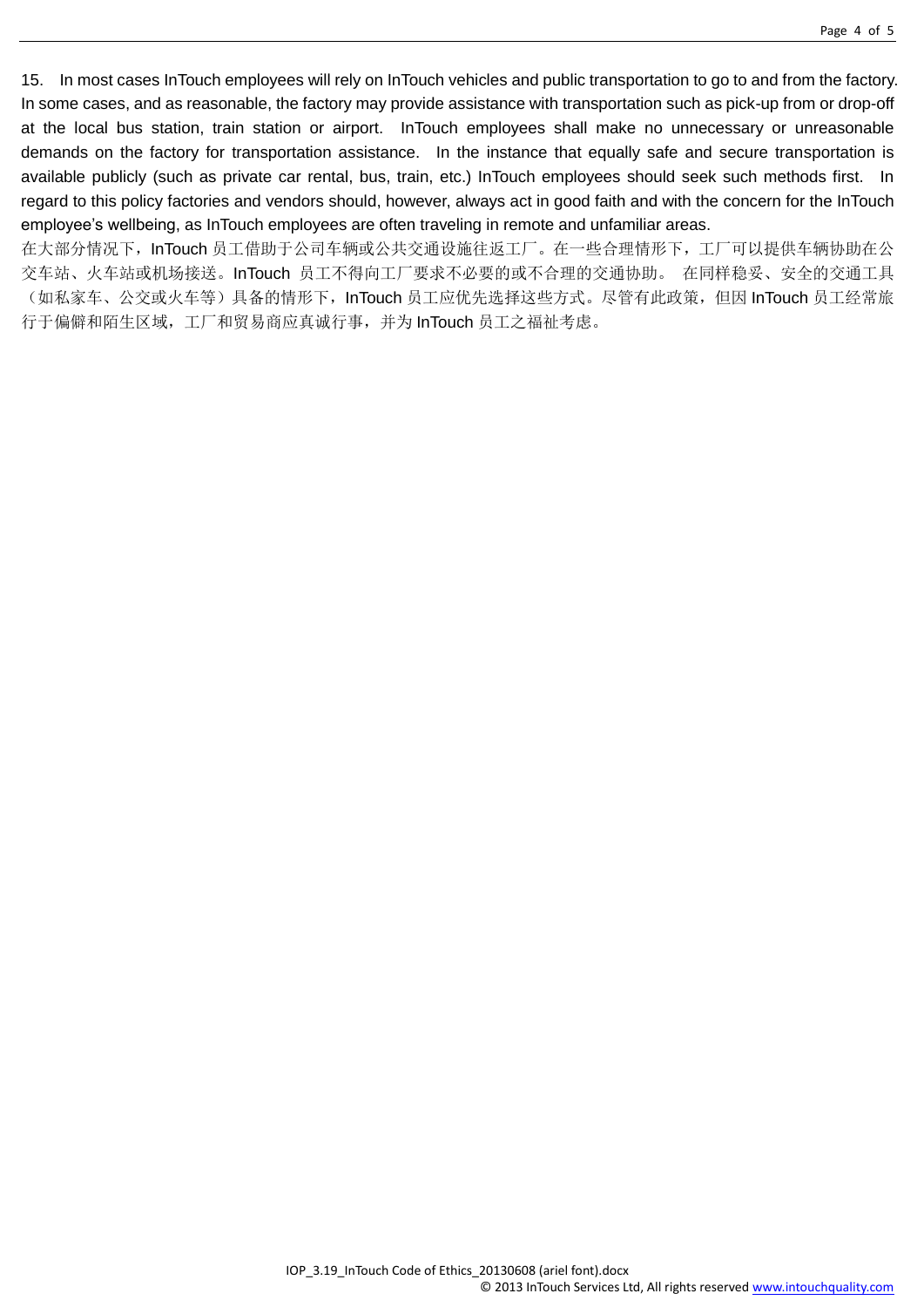15. In most cases InTouch employees will rely on InTouch vehicles and public transportation to go to and from the factory. In some cases, and as reasonable, the factory may provide assistance with transportation such as pick-up from or drop-off at the local bus station, train station or airport. InTouch employees shall make no unnecessary or unreasonable demands on the factory for transportation assistance. In the instance that equally safe and secure transportation is available publicly (such as private car rental, bus, train, etc.) InTouch employees should seek such methods first. In regard to this policy factories and vendors should, however, always act in good faith and with the concern for the InTouch employee's wellbeing, as InTouch employees are often traveling in remote and unfamiliar areas.

在大部分情况下，InTouch 员工借助于公司车辆或公共交通设施往返工厂。在一些合理情形下，工厂可以提供车辆协助在公交车站、火车站或机场接送。InTouch 员工不得向工厂要求不必要的或不合理的交通协助。 在同样稳妥、安全的交通工具（如私家车、公交或火车等）具备的情形下，InTouch 员工应优先选择这些方式。尽管有此政策，但因 InTouch 员工经常旅行于偏僻和陌生区域，工厂和贸易商应真诚行事，并为 InTouch 员工之福祉考虑。

IOP_3.19_InTouch Code of Ethics_20130608 (ariel font).docx

© 2013 InTouch Services Ltd, All rights reserved www.intouchquality.com